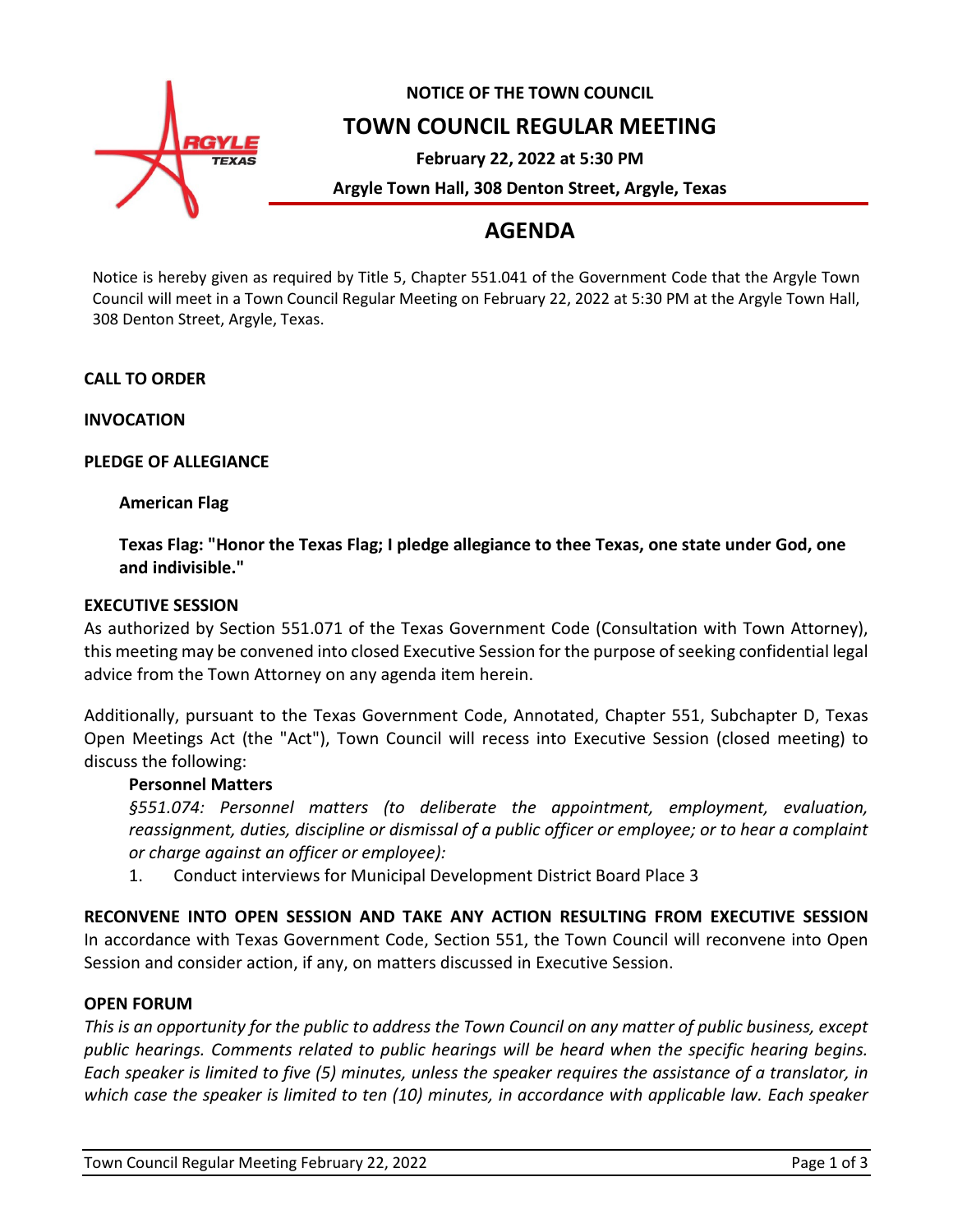**NOTICE OF THE TOWN COUNCIL**

# TOWN COUNCIL REGULAR MEETING

**February 22, 2022 at 5:30 PM**

**Argyle Town Hall, 308 Denton Street, Argyle, Texas**

# AGENDA

Notice is hereby given as required by Title 5, Chapter 551.041 of the Government Code that the Argyle Town Council will meet in a Town Council Regular Meeting on February 22, 2022 at 5:30 PM at the Argyle Town Hall, 308 Denton Street, Argyle, Texas.

**CALL TO ORDER**

**INVOCATION**

**PLEDGE OF ALLEGIANCE**

**American Flag**

**Texas Flag: "Honor the Texas Flag; I pledge allegiance to thee Texas, one state under God, one and indivisible."**

**EXECUTIVE SESSION**

As authorized by Section 551.071 of the Texas Government Code (Consultation with Town Attorney), this meeting may be convened into closed Executive Session for the purpose of seeking confidential legal advice from the Town Attorney on any agenda item herein.

Additionally, pursuant to the Texas Government Code, Annotated, Chapter 551, Subchapter D, Texas Open Meetings Act (the "Act"), Town Council will recess into Executive Session (closed meeting) to discuss the following:

**Personnel Matters**

*§551.074: Personnel matters (to deliberate the appointment, employment, evaluation, reassignment, duties, discipline or dismissal of a public officer or employee; or to hear a complaint or charge against an officer or employee):*

1. Conduct interviews for Municipal Development District Board Place 3

**RECONVENE INTO OPEN SESSION AND TAKE ANY ACTION RESULTING FROM EXECUTIVE SESSION**

In accordance with Texas Government Code, Section 551, the Town Council will reconvene into Open Session and consider action, if any, on matters discussed in Executive Session.

**OPEN FORUM**

*This is an opportunity for the public to address the Town Council on any matter of public business, except public hearings. Comments related to public hearings will be heard when the specific hearing begins. Each speaker is limited to five (5) minutes, unless the speaker requires the assistance of a translator, in which case the speaker is limited to ten (10) minutes, in accordance with applicable law. Each speaker*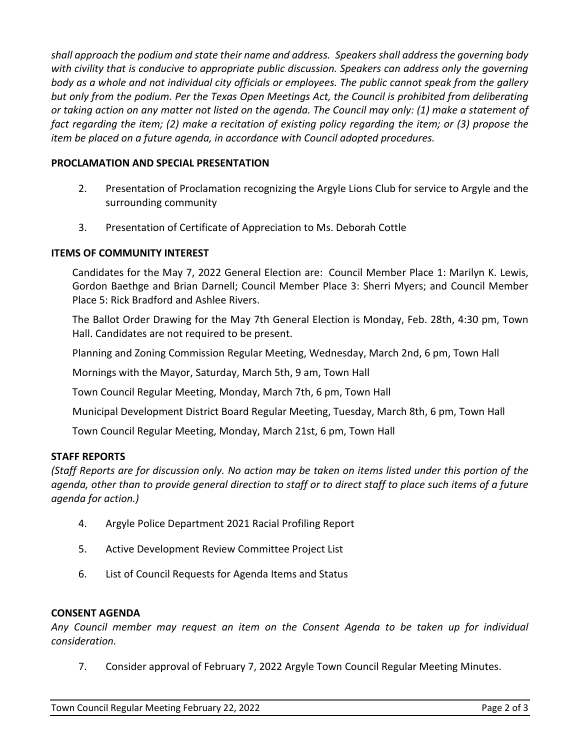*shall approach the podium and state their name and address. Speakers shall address the governing body with civility that is conducive to appropriate public discussion. Speakers can address only the governing body as a whole and not individual city officials or employees. The public cannot speak from the gallery but only from the podium. Per the Texas Open Meetings Act, the Council is prohibited from deliberating or taking action on any matter not listed on the agenda. The Council may only: (1) make a statement of fact regarding the item; (2) make a recitation of existing policy regarding the item; or (3) propose the item be placed on a future agenda, in accordance with Council adopted procedures.*

**PROCLAMATION AND SPECIAL PRESENTATION**

2. Presentation of Proclamation recognizing the Argyle Lions Club for service to Argyle and the surrounding community

3. Presentation of Certificate of Appreciation to Ms. Deborah Cottle

**ITEMS OF COMMUNITY INTEREST**

Candidates for the May 7, 2022 General Election are: Council Member Place 1: Marilyn K. Lewis, Gordon Baethge and Brian Darnell; Council Member Place 3: Sherri Myers; and Council Member Place 5: Rick Bradford and Ashlee Rivers.

The Ballot Order Drawing for the May 7th General Election is Monday, Feb. 28th, 4:30 pm, Town Hall. Candidates are not required to be present.

Planning and Zoning Commission Regular Meeting, Wednesday, March 2nd, 6 pm, Town Hall

Mornings with the Mayor, Saturday, March 5th, 9 am, Town Hall

Town Council Regular Meeting, Monday, March 7th, 6 pm, Town Hall

Municipal Development District Board Regular Meeting, Tuesday, March 8th, 6 pm, Town Hall

Town Council Regular Meeting, Monday, March 21st, 6 pm, Town Hall

**STAFF REPORTS**

*(Staff Reports are for discussion only. No action may be taken on items listed under this portion of the agenda, other than to provide general direction to staff or to direct staff to place such items of a future agenda for action.)*

4. Argyle Police Department 2021 Racial Profiling Report

5. Active Development Review Committee Project List

6. List of Council Requests for Agenda Items and Status

**CONSENT AGENDA**

*Any Council member may request an item on the Consent Agenda to be taken up for individual consideration.*

7. Consider approval of February 7, 2022 Argyle Town Council Regular Meeting Minutes.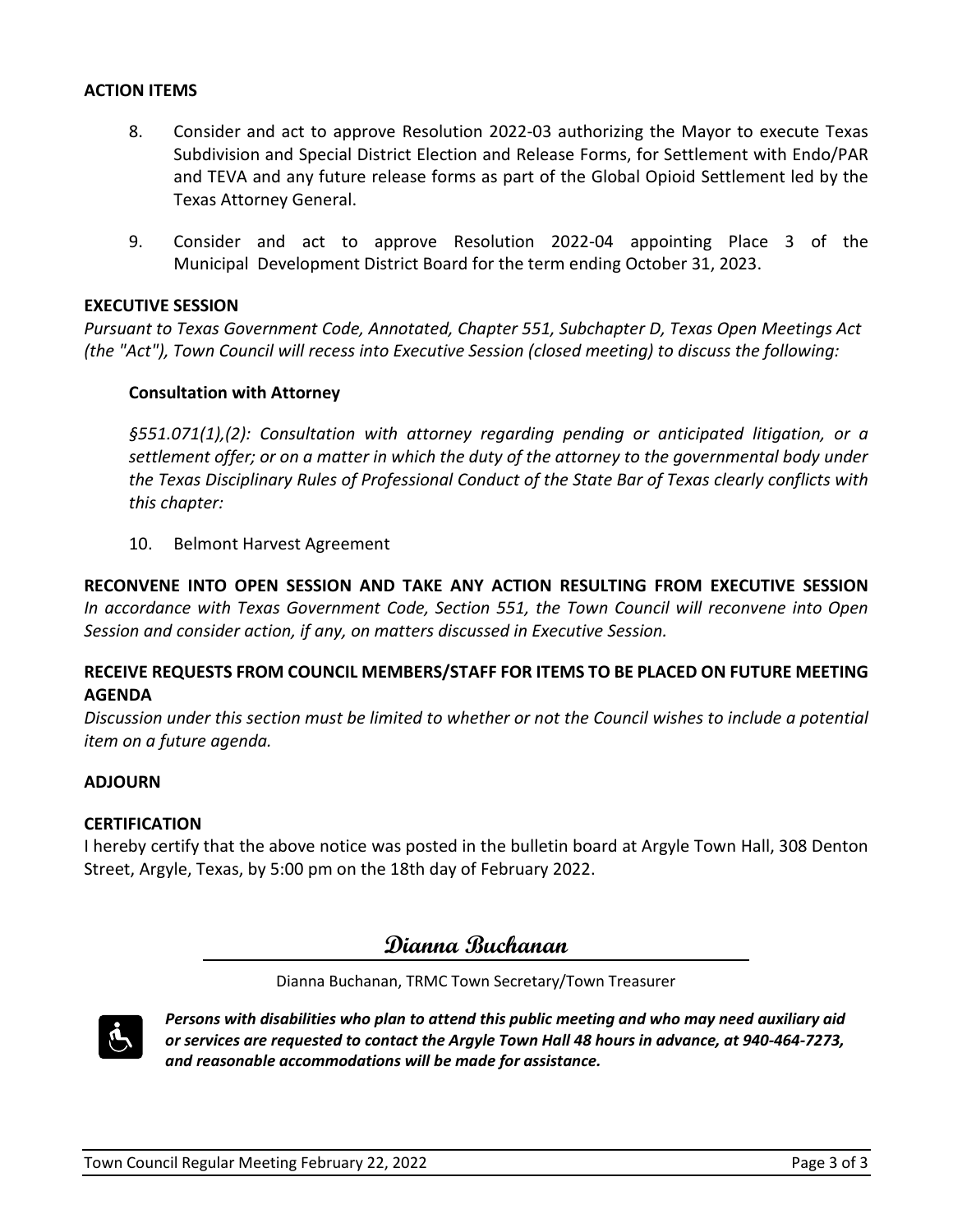**ACTION ITEMS**

8. Consider and act to approve Resolution 2022-03 authorizing the Mayor to execute Texas Subdivision and Special District Election and Release Forms, for Settlement with Endo/PAR and TEVA and any future release forms as part of the Global Opioid Settlement led by the Texas Attorney General.

9. Consider and act to approve Resolution 2022-04 appointing Place 3 of the Municipal Development District Board for the term ending October 31, 2023.

**EXECUTIVE SESSION**

*Pursuant to Texas Government Code, Annotated, Chapter 551, Subchapter D, Texas Open Meetings Act (the "Act"), Town Council will recess into Executive Session (closed meeting) to discuss the following:*

**Consultation with Attorney**

*§551.071(1),(2): Consultation with attorney regarding pending or anticipated litigation, or a settlement offer; or on a matter in which the duty of the attorney to the governmental body under the Texas Disciplinary Rules of Professional Conduct of the State Bar of Texas clearly conflicts with this chapter:*

10. Belmont Harvest Agreement

**RECONVENE INTO OPEN SESSION AND TAKE ANY ACTION RESULTING FROM EXECUTIVE SESSION**

*In accordance with Texas Government Code, Section 551, the Town Council will reconvene into Open Session and consider action, if any, on matters discussed in Executive Session.*

**RECEIVE REQUESTS FROM COUNCIL MEMBERS/STAFF FOR ITEMS TO BE PLACED ON FUTURE MEETING AGENDA**

*Discussion under this section must be limited to whether or not the Council wishes to include a potential item on a future agenda.*

**ADJOURN**

**CERTIFICATION**

I hereby certify that the above notice was posted in the bulletin board at Argyle Town Hall, 308 Denton Street, Argyle, Texas, by 5:00 pm on the 18th day of February 2022.

Dianna Buchanan

Dianna Buchanan, TRMC Town Secretary/Town Treasurer

***Persons with disabilities who plan to attend this public meeting and who may need auxiliary aid or services are requested to contact the Argyle Town Hall 48 hours in advance, at 940-464-7273, and reasonable accommodations will be made for assistance.***